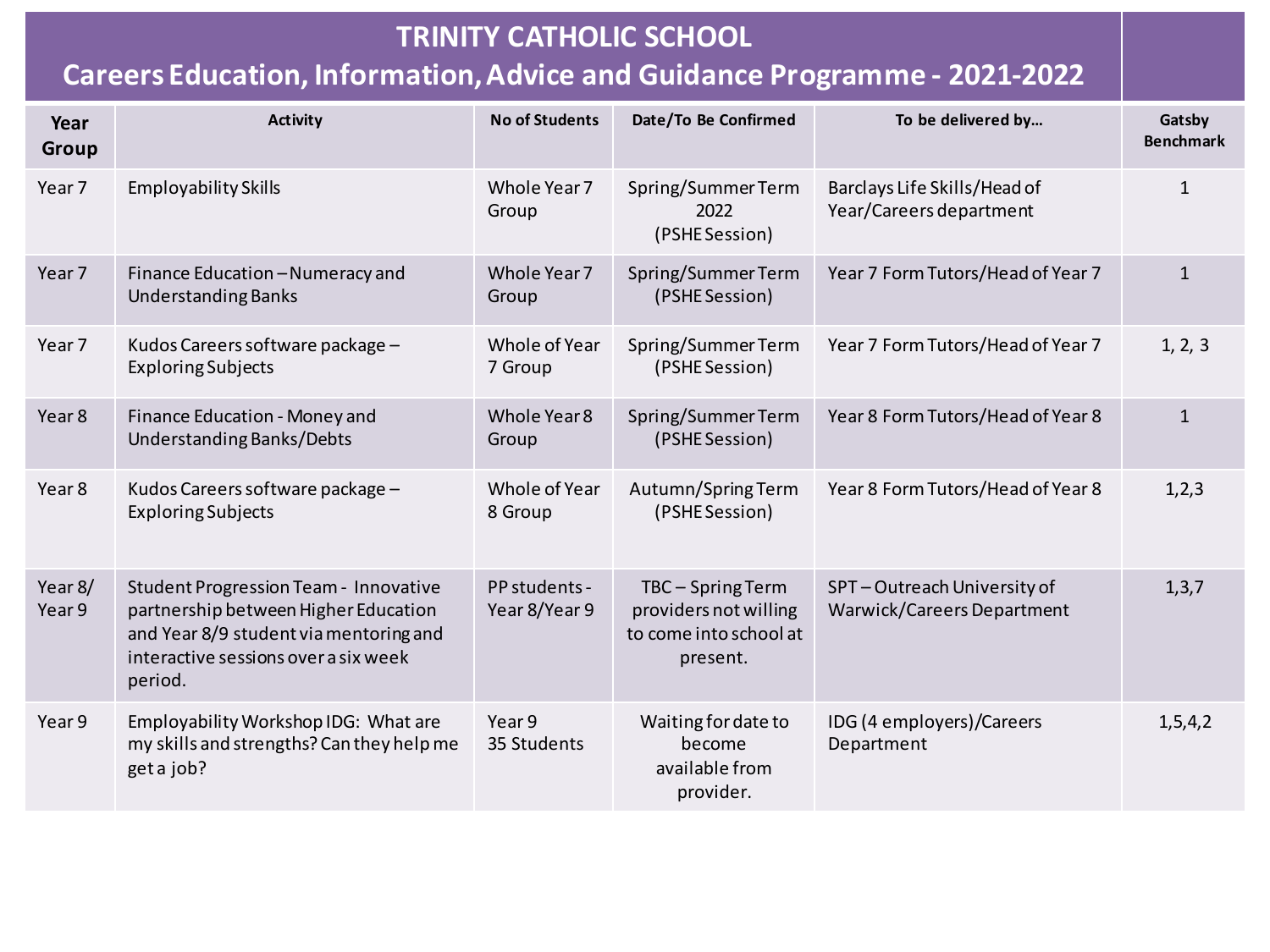# TRINITY CATHOLIC SCHOOL
## Careers Education, Information, Advice and Guidance Programme - 2021-2022

| Year Group | Activity | No of Students | Date/To Be Confirmed | To be delivered by… | Gatsby Benchmark |
|---|---|---|---|---|---|
| Year 7 | Employability Skills | Whole Year 7 Group | Spring/Summer Term 2022 (PSHE Session) | Barclays Life Skills/Head of Year/Careers department | 1 |
| Year 7 | Finance Education – Numeracy and Understanding Banks | Whole Year 7 Group | Spring/Summer Term (PSHE Session) | Year 7 Form Tutors/Head of Year 7 | 1 |
| Year 7 | Kudos Careers software package – Exploring Subjects | Whole of Year 7 Group | Spring/Summer Term (PSHE Session) | Year 7 Form Tutors/Head of Year 7 | 1, 2, 3 |
| Year 8 | Finance Education - Money and Understanding Banks/Debts | Whole Year 8 Group | Spring/Summer Term (PSHE Session) | Year 8 Form Tutors/Head of Year 8 | 1 |
| Year 8 | Kudos Careers software package – Exploring Subjects | Whole of Year 8 Group | Autumn/Spring Term (PSHE Session) | Year 8 Form Tutors/Head of Year 8 | 1,2,3 |
| Year 8/ Year 9 | Student Progression Team - Innovative partnership between Higher Education and Year 8/9 student via mentoring and interactive sessions over a six week period. | PP students - Year 8/Year 9 | TBC – Spring Term providers not willing to come into school at present. | SPT – Outreach University of Warwick/Careers Department | 1,3,7 |
| Year 9 | Employability Workshop IDG: What are my skills and strengths? Can they help me get a job? | Year 9 35 Students | Waiting for date to become available from provider. | IDG (4 employers)/Careers Department | 1,5,4,2 |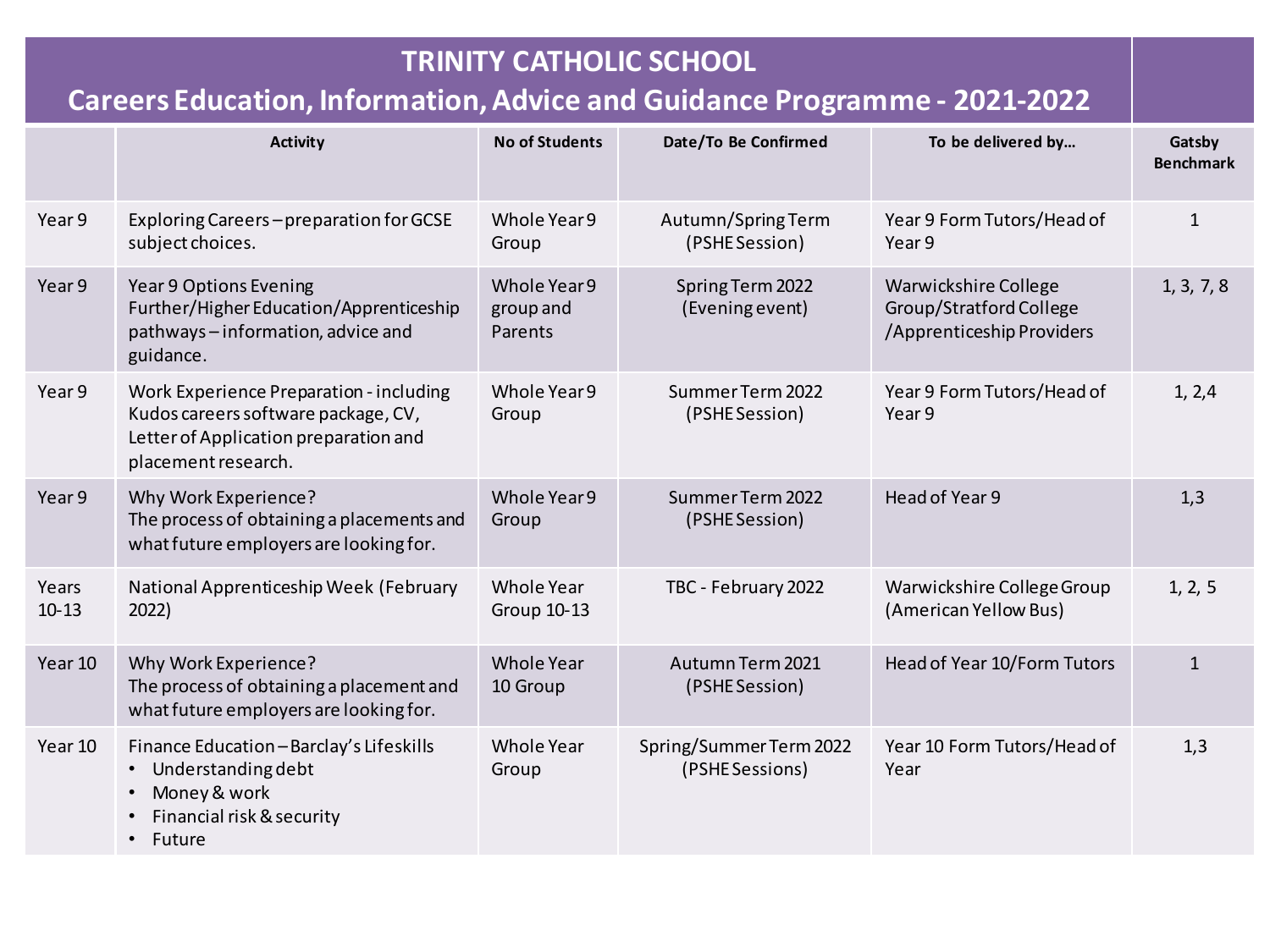# TRINITY CATHOLIC SCHOOL
## Careers Education, Information, Advice and Guidance Programme - 2021-2022

| | Activity | No of Students | Date/To Be Confirmed | To be delivered by… | Gatsby Benchmark |
|---|---|---|---|---|---|
| Year 9 | Exploring Careers – preparation for GCSE subject choices. | Whole Year 9 Group | Autumn/Spring Term (PSHE Session) | Year 9 Form Tutors/Head of Year 9 | 1 |
| Year 9 | Year 9 Options Evening Further/Higher Education/Apprenticeship pathways – information, advice and guidance. | Whole Year 9 group and Parents | Spring Term 2022 (Evening event) | Warwickshire College Group/Stratford College /Apprenticeship Providers | 1, 3, 7, 8 |
| Year 9 | Work Experience Preparation - including Kudos careers software package, CV, Letter of Application preparation and placement research. | Whole Year 9 Group | Summer Term 2022 (PSHE Session) | Year 9 Form Tutors/Head of Year 9 | 1, 2,4 |
| Year 9 | Why Work Experience? The process of obtaining a placements and what future employers are looking for. | Whole Year 9 Group | Summer Term 2022 (PSHE Session) | Head of Year 9 | 1,3 |
| Years 10-13 | National Apprenticeship Week (February 2022) | Whole Year Group 10-13 | TBC - February 2022 | Warwickshire College Group (American Yellow Bus) | 1, 2, 5 |
| Year 10 | Why Work Experience? The process of obtaining a placement and what future employers are looking for. | Whole Year 10 Group | Autumn Term 2021 (PSHE Session) | Head of Year 10/Form Tutors | 1 |
| Year 10 | Finance Education – Barclay's Lifeskills<br>• Understanding debt<br>• Money & work<br>• Financial risk & security<br>• Future | Whole Year Group | Spring/Summer Term 2022 (PSHE Sessions) | Year 10 Form Tutors/Head of Year | 1,3 |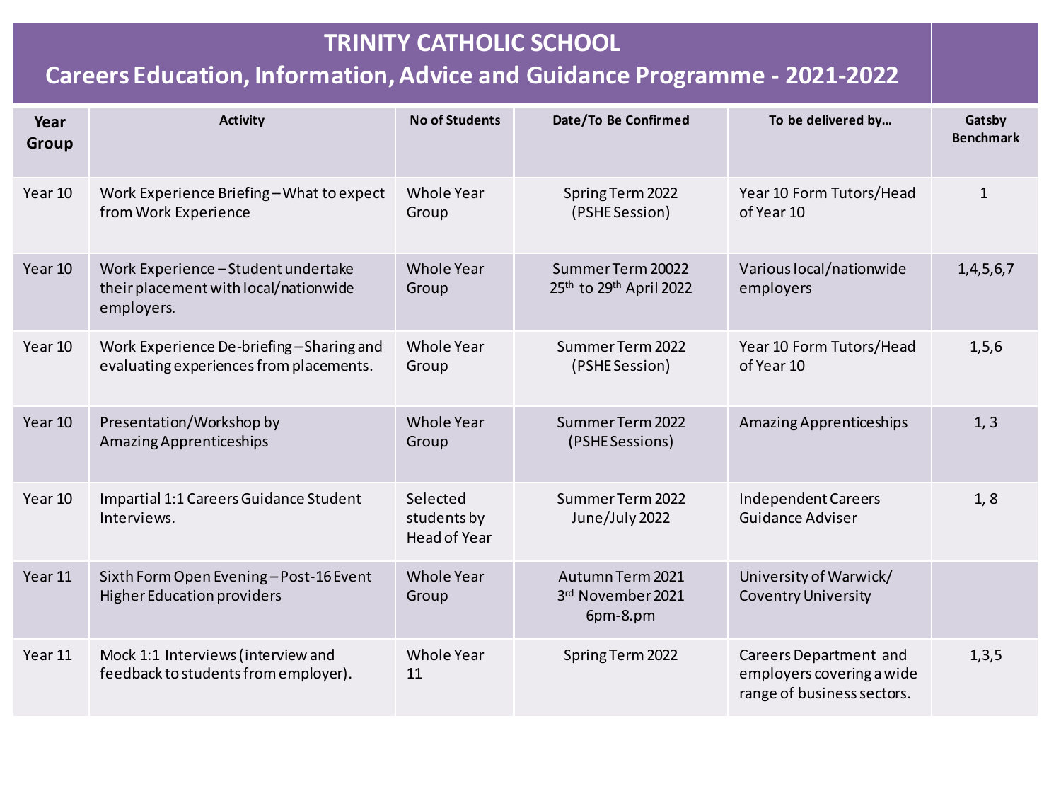# TRINITY CATHOLIC SCHOOL
## Careers Education, Information, Advice and Guidance Programme - 2021-2022

| Year Group | Activity | No of Students | Date/To Be Confirmed | To be delivered by… | Gatsby Benchmark |
|---|---|---|---|---|---|
| Year 10 | Work Experience Briefing – What to expect from Work Experience | Whole Year Group | Spring Term 2022 (PSHE Session) | Year 10 Form Tutors/Head of Year 10 | 1 |
| Year 10 | Work Experience – Student undertake their placement with local/nationwide employers. | Whole Year Group | Summer Term 20022 25th to 29th April 2022 | Various local/nationwide employers | 1,4,5,6,7 |
| Year 10 | Work Experience De-briefing – Sharing and evaluating experiences from placements. | Whole Year Group | Summer Term 2022 (PSHE Session) | Year 10 Form Tutors/Head of Year 10 | 1,5,6 |
| Year 10 | Presentation/Workshop by Amazing Apprenticeships | Whole Year Group | Summer Term 2022 (PSHE Sessions) | Amazing Apprenticeships | 1, 3 |
| Year 10 | Impartial 1:1 Careers Guidance Student Interviews. | Selected students by Head of Year | Summer Term 2022 June/July 2022 | Independent Careers Guidance Adviser | 1, 8 |
| Year 11 | Sixth Form Open Evening – Post-16 Event Higher Education providers | Whole Year Group | Autumn Term 2021 3rd November 2021 6pm-8.pm | University of Warwick/ Coventry University | |
| Year 11 | Mock 1:1 Interviews (interview and feedback to students from employer). | Whole Year 11 | Spring Term 2022 | Careers Department and employers covering a wide range of business sectors. | 1,3,5 |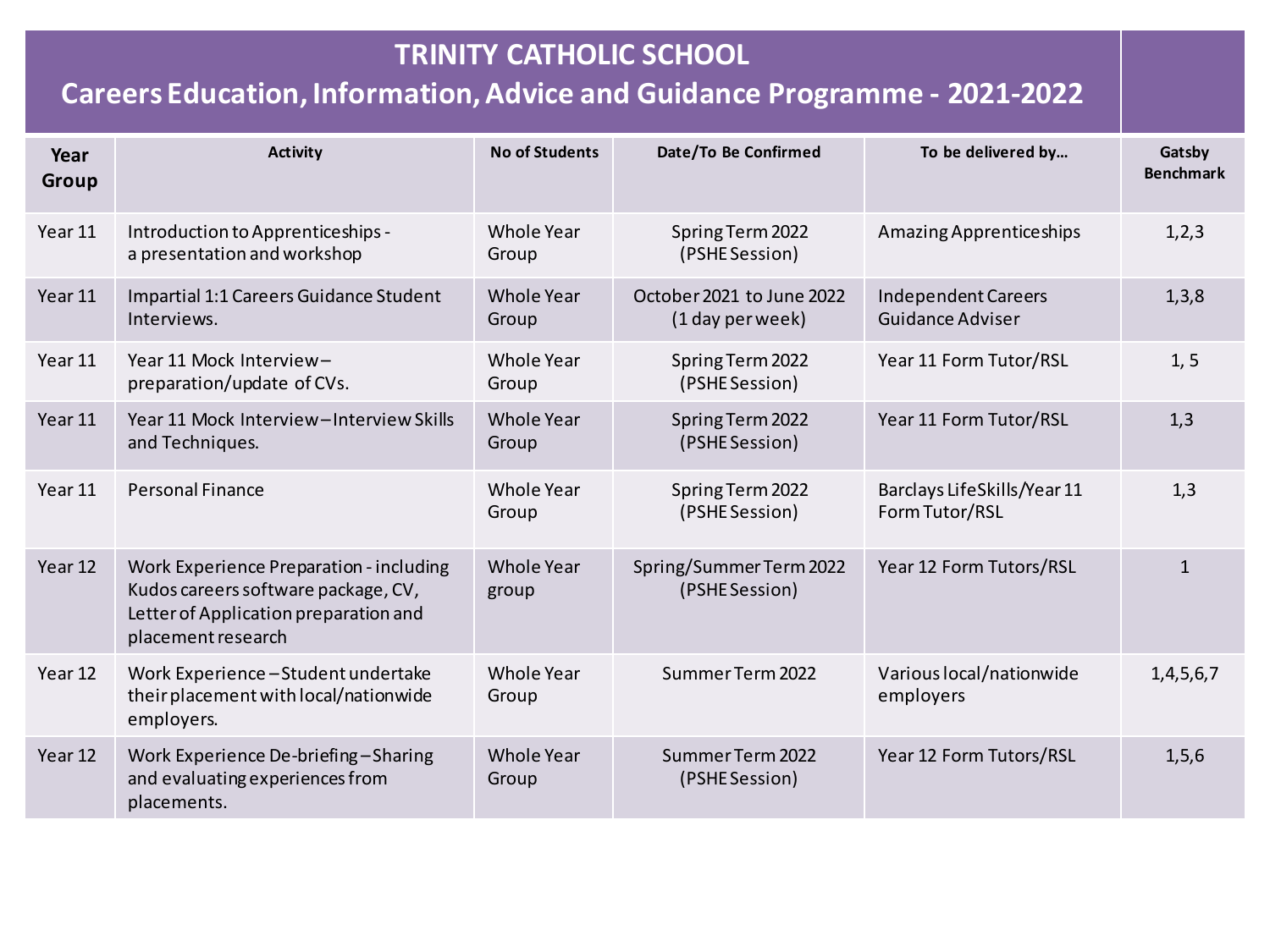# TRINITY CATHOLIC SCHOOL

## Careers Education, Information, Advice and Guidance Programme - 2021-2022

| Year Group | Activity | No of Students | Date/To Be Confirmed | To be delivered by… | Gatsby Benchmark |
|---|---|---|---|---|---|
| Year 11 | Introduction to Apprenticeships - a presentation and workshop | Whole Year Group | Spring Term 2022 (PSHE Session) | Amazing Apprenticeships | 1,2,3 |
| Year 11 | Impartial 1:1 Careers Guidance Student Interviews. | Whole Year Group | October 2021 to June 2022 (1 day per week) | Independent Careers Guidance Adviser | 1,3,8 |
| Year 11 | Year 11 Mock Interview – preparation/update of CVs. | Whole Year Group | Spring Term 2022 (PSHE Session) | Year 11 Form Tutor/RSL | 1, 5 |
| Year 11 | Year 11 Mock Interview – Interview Skills and Techniques. | Whole Year Group | Spring Term 2022 (PSHE Session) | Year 11 Form Tutor/RSL | 1,3 |
| Year 11 | Personal Finance | Whole Year Group | Spring Term 2022 (PSHE Session) | Barclays LifeSkills/Year 11 Form Tutor/RSL | 1,3 |
| Year 12 | Work Experience Preparation - including Kudos careers software package, CV, Letter of Application preparation and placement research | Whole Year group | Spring/Summer Term 2022 (PSHE Session) | Year 12 Form Tutors/RSL | 1 |
| Year 12 | Work Experience – Student undertake their placement with local/nationwide employers. | Whole Year Group | Summer Term 2022 | Various local/nationwide employers | 1,4,5,6,7 |
| Year 12 | Work Experience De-briefing – Sharing and evaluating experiences from placements. | Whole Year Group | Summer Term 2022 (PSHE Session) | Year 12 Form Tutors/RSL | 1,5,6 |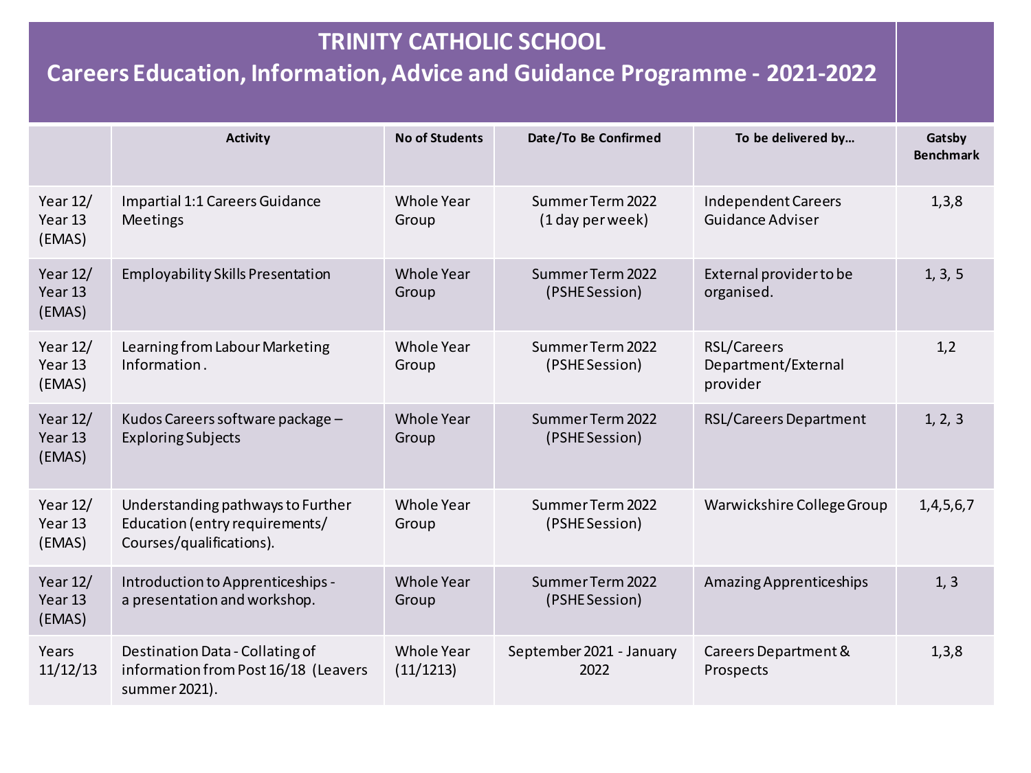# TRINITY CATHOLIC SCHOOL

## Careers Education, Information, Advice and Guidance Programme - 2021-2022

| | Activity | No of Students | Date/To Be Confirmed | To be delivered by… | Gatsby Benchmark |
|---|---|---|---|---|---|
| Year 12/ Year 13 (EMAS) | Impartial 1:1 Careers Guidance Meetings | Whole Year Group | Summer Term 2022 (1 day per week) | Independent Careers Guidance Adviser | 1,3,8 |
| Year 12/ Year 13 (EMAS) | Employability Skills Presentation | Whole Year Group | Summer Term 2022 (PSHE Session) | External provider to be organised. | 1, 3, 5 |
| Year 12/ Year 13 (EMAS) | Learning from Labour Marketing Information . | Whole Year Group | Summer Term 2022 (PSHE Session) | RSL/Careers Department/External provider | 1,2 |
| Year 12/ Year 13 (EMAS) | Kudos Careers software package – Exploring Subjects | Whole Year Group | Summer Term 2022 (PSHE Session) | RSL/Careers Department | 1, 2, 3 |
| Year 12/ Year 13 (EMAS) | Understanding pathways to Further Education (entry requirements/ Courses/qualifications). | Whole Year Group | Summer Term 2022 (PSHE Session) | Warwickshire College Group | 1,4,5,6,7 |
| Year 12/ Year 13 (EMAS) | Introduction to Apprenticeships - a presentation and workshop. | Whole Year Group | Summer Term 2022 (PSHE Session) | Amazing Apprenticeships | 1, 3 |
| Years 11/12/13 | Destination Data - Collating of information from Post 16/18 (Leavers summer 2021). | Whole Year (11/1213) | September 2021 - January 2022 | Careers Department & Prospects | 1,3,8 |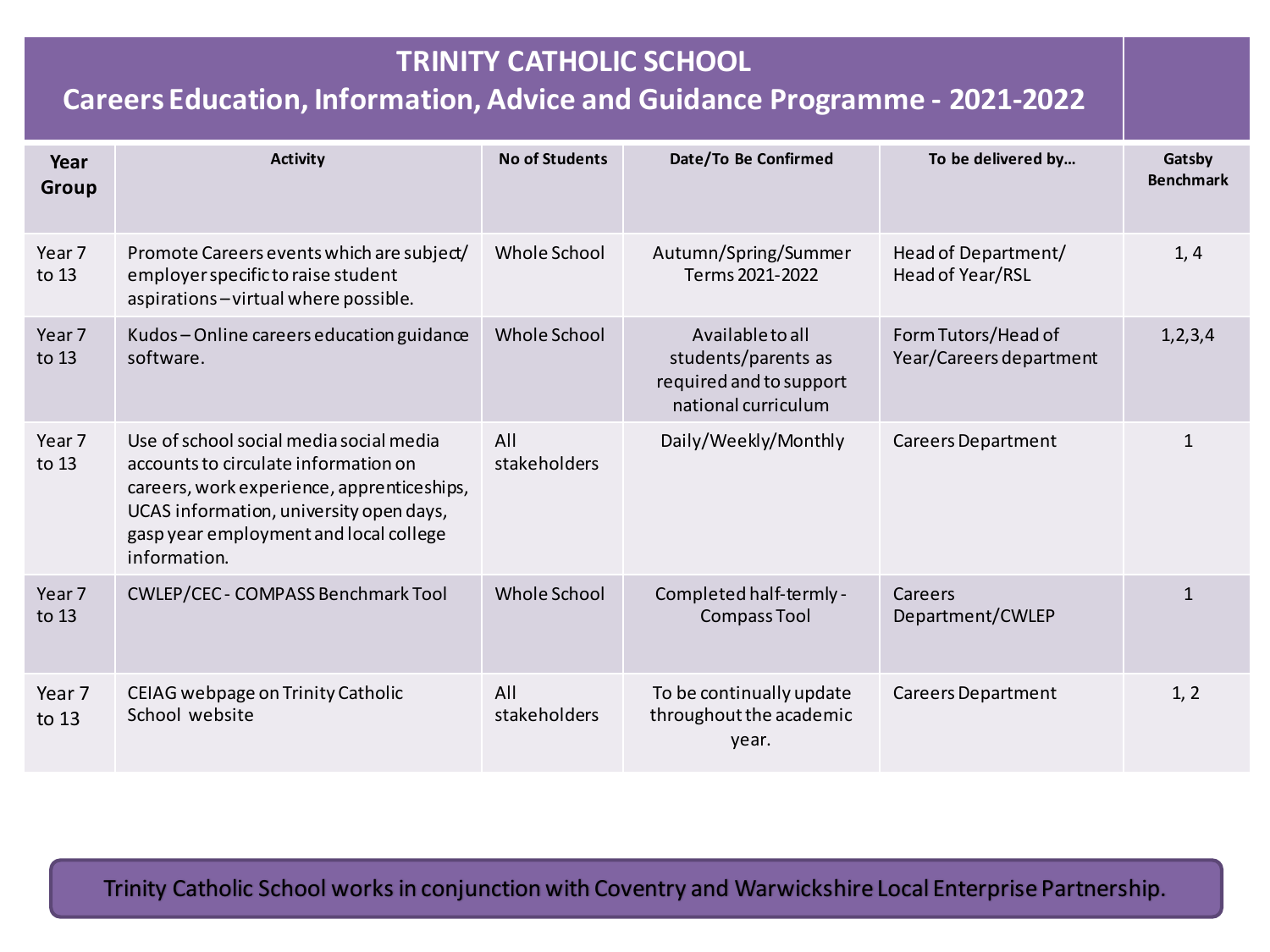# TRINITY CATHOLIC SCHOOL
## Careers Education, Information, Advice and Guidance Programme - 2021-2022

| Year Group | Activity | No of Students | Date/To Be Confirmed | To be delivered by… | Gatsby Benchmark |
|---|---|---|---|---|---|
| Year 7 to 13 | Promote Careers events which are subject/ employer specific to raise student aspirations – virtual where possible. | Whole School | Autumn/Spring/Summer Terms 2021-2022 | Head of Department/ Head of Year/RSL | 1, 4 |
| Year 7 to 13 | Kudos – Online careers education guidance software. | Whole School | Available to all students/parents as required and to support national curriculum | Form Tutors/Head of Year/Careers department | 1,2,3,4 |
| Year 7 to 13 | Use of school social media social media accounts to circulate information on careers, work experience, apprenticeships, UCAS information, university open days, gasp year employment and local college information. | All stakeholders | Daily/Weekly/Monthly | Careers Department | 1 |
| Year 7 to 13 | CWLEP/CEC - COMPASS Benchmark Tool | Whole School | Completed half-termly - Compass Tool | Careers Department/CWLEP | 1 |
| Year 7 to 13 | CEIAG webpage on Trinity Catholic School website | All stakeholders | To be continually update throughout the academic year. | Careers Department | 1, 2 |

Trinity Catholic School works in conjunction with Coventry and Warwickshire Local Enterprise Partnership.